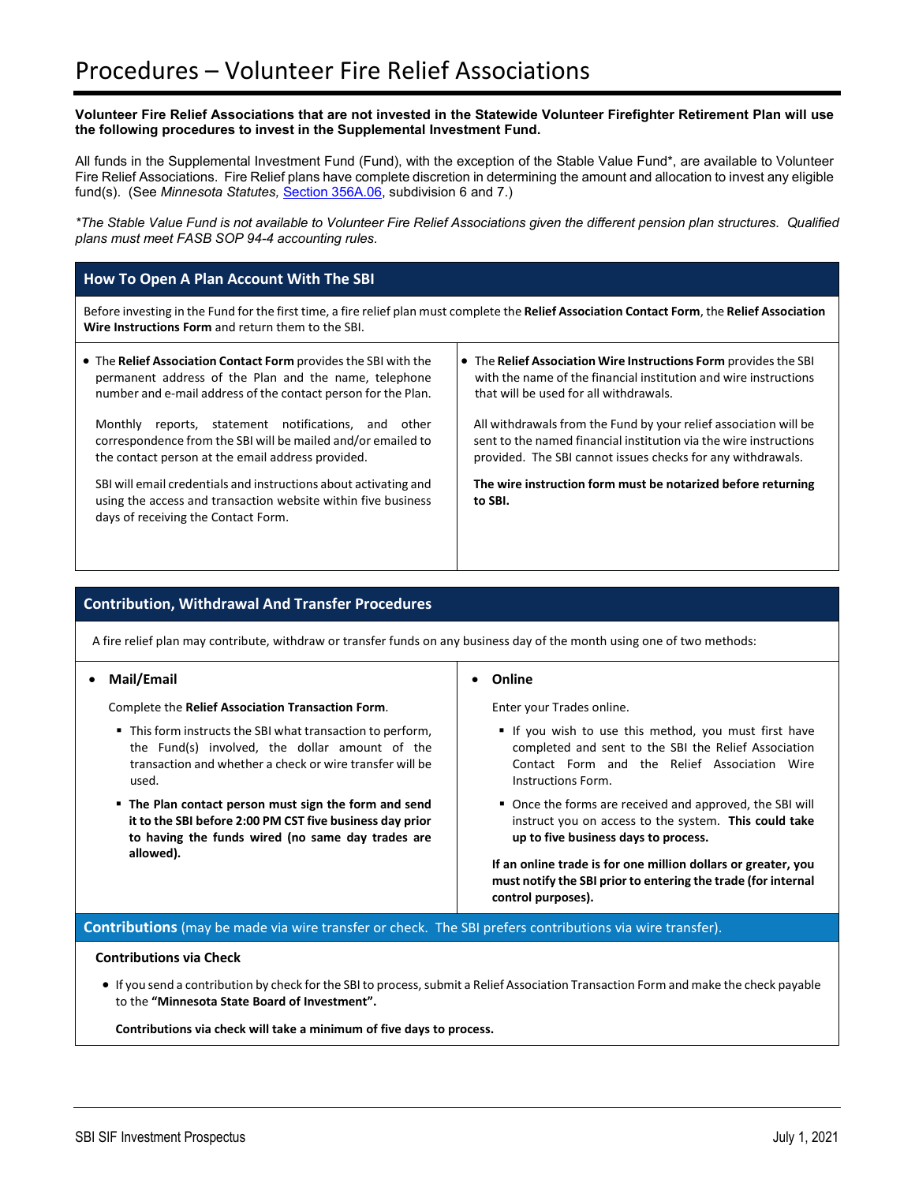# Procedures – Volunteer Fire Relief Associations

**Volunteer Fire Relief Associations that are not invested in the Statewide Volunteer Firefighter Retirement Plan will use the following procedures to invest in the Supplemental Investment Fund.**

All funds in the Supplemental Investment Fund (Fund), with the exception of the Stable Value Fund*, are available to Volunteer Fire Relief Associations. Fire Relief plans have complete discretion in determining the amount and allocation to invest any eligible fund(s). (See *Minnesota Statutes*, Section 356A.06, subdivision 6 and 7.)

**The Stable Value Fund is not available to Volunteer Fire Relief Associations given the different pension plan structures. Qualified plans must meet FASB SOP 94-4 accounting rules.*

## How To Open A Plan Account With The SBI

Before investing in the Fund for the first time, a fire relief plan must complete the **Relief Association Contact Form**, the **Relief Association Wire Instructions Form** and return them to the SBI.

- The **Relief Association Contact Form** provides the SBI with the permanent address of the Plan and the name, telephone number and e-mail address of the contact person for the Plan.

  Monthly reports, statement notifications, and other correspondence from the SBI will be mailed and/or emailed to the contact person at the email address provided.

  SBI will email credentials and instructions about activating and using the access and transaction website within five business days of receiving the Contact Form.

- The **Relief Association Wire Instructions Form** provides the SBI with the name of the financial institution and wire instructions that will be used for all withdrawals.

  All withdrawals from the Fund by your relief association will be sent to the named financial institution via the wire instructions provided. The SBI cannot issues checks for any withdrawals.

  **The wire instruction form must be notarized before returning to SBI.**

## Contribution, Withdrawal And Transfer Procedures

A fire relief plan may contribute, withdraw or transfer funds on any business day of the month using one of two methods:

- **Mail/Email**

  Complete the **Relief Association Transaction Form**.

  - This form instructs the SBI what transaction to perform, the Fund(s) involved, the dollar amount of the transaction and whether a check or wire transfer will be used.
  - **The Plan contact person must sign the form and send it to the SBI before 2:00 PM CST five business day prior to having the funds wired (no same day trades are allowed).**

- **Online**

  Enter your Trades online.

  - If you wish to use this method, you must first have completed and sent to the SBI the Relief Association Contact Form and the Relief Association Wire Instructions Form.
  - Once the forms are received and approved, the SBI will instruct you on access to the system. **This could take up to five business days to process.**

  **If an online trade is for one million dollars or greater, you must notify the SBI prior to entering the trade (for internal control purposes).**

### Contributions (may be made via wire transfer or check. The SBI prefers contributions via wire transfer).

**Contributions via Check**

- If you send a contribution by check for the SBI to process, submit a Relief Association Transaction Form and make the check payable to the **"Minnesota State Board of Investment".**

  **Contributions via check will take a minimum of five days to process.**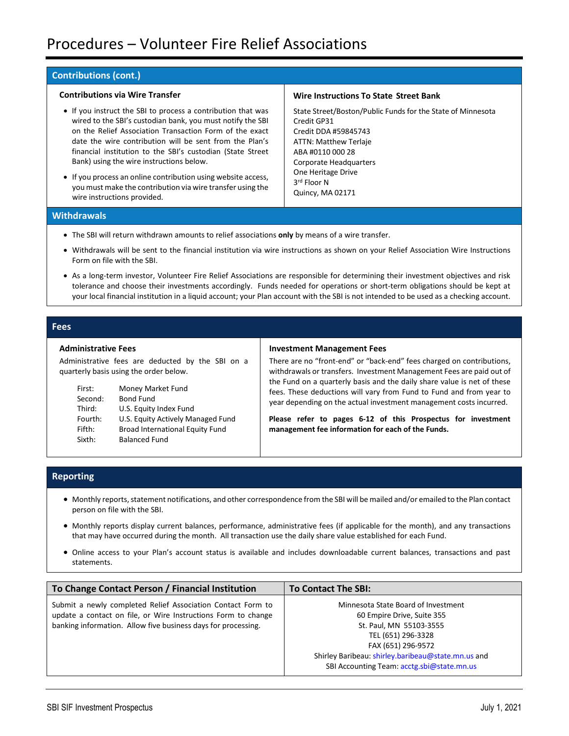# Procedures – Volunteer Fire Relief Associations

## Contributions (cont.)

### Contributions via Wire Transfer

- If you instruct the SBI to process a contribution that was wired to the SBI's custodian bank, you must notify the SBI on the Relief Association Transaction Form of the exact date the wire contribution will be sent from the Plan's financial institution to the SBI's custodian (State Street Bank) using the wire instructions below.
- If you process an online contribution using website access, you must make the contribution via wire transfer using the wire instructions provided.

### Wire Instructions To State Street Bank

State Street/Boston/Public Funds for the State of Minnesota
Credit GP31
Credit DDA #59845743
ATTN: Matthew Terlaje
ABA #0110 000 28
Corporate Headquarters
One Heritage Drive
3rd Floor N
Quincy, MA 02171

## Withdrawals

- The SBI will return withdrawn amounts to relief associations **only** by means of a wire transfer.
- Withdrawals will be sent to the financial institution via wire instructions as shown on your Relief Association Wire Instructions Form on file with the SBI.
- As a long-term investor, Volunteer Fire Relief Associations are responsible for determining their investment objectives and risk tolerance and choose their investments accordingly. Funds needed for operations or short-term obligations should be kept at your local financial institution in a liquid account; your Plan account with the SBI is not intended to be used as a checking account.

## Fees

### Administrative Fees

Administrative fees are deducted by the SBI on a quarterly basis using the order below.

| | |
|---|---|
| First: | Money Market Fund |
| Second: | Bond Fund |
| Third: | U.S. Equity Index Fund |
| Fourth: | U.S. Equity Actively Managed Fund |
| Fifth: | Broad International Equity Fund |
| Sixth: | Balanced Fund |

### Investment Management Fees

There are no "front-end" or "back-end" fees charged on contributions, withdrawals or transfers. Investment Management Fees are paid out of the Fund on a quarterly basis and the daily share value is net of these fees. These deductions will vary from Fund to Fund and from year to year depending on the actual investment management costs incurred.

**Please refer to pages 6-12 of this Prospectus for investment management fee information for each of the Funds.**

## Reporting

- Monthly reports, statement notifications, and other correspondence from the SBI will be mailed and/or emailed to the Plan contact person on file with the SBI.
- Monthly reports display current balances, performance, administrative fees (if applicable for the month), and any transactions that may have occurred during the month. All transaction use the daily share value established for each Fund.
- Online access to your Plan's account status is available and includes downloadable current balances, transactions and past statements.

### To Change Contact Person / Financial Institution

Submit a newly completed Relief Association Contact Form to update a contact on file, or Wire Instructions Form to change banking information. Allow five business days for processing.

### To Contact The SBI:

Minnesota State Board of Investment
60 Empire Drive, Suite 355
St. Paul, MN 55103-3555
TEL (651) 296-3328
FAX (651) 296-9572
Shirley Baribeau: shirley.baribeau@state.mn.us and
SBI Accounting Team: acctg.sbi@state.mn.us